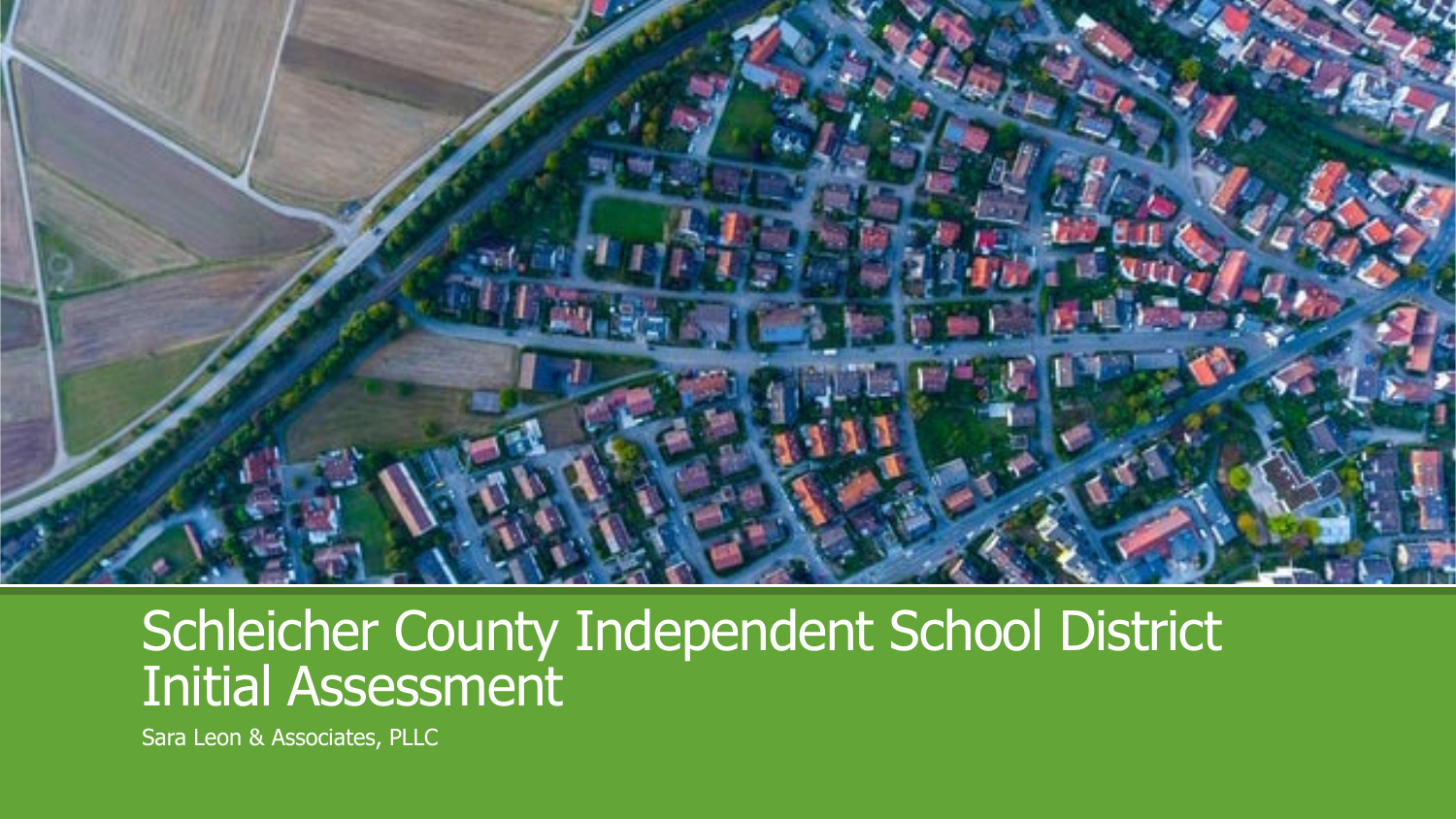# Schleicher County Independent School District Initial Assessment

Sara Leon & Associates, PLLC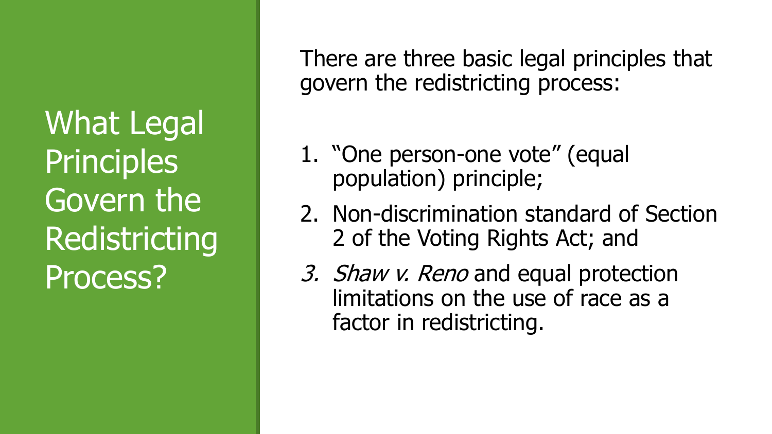# What Legal Principles Govern the Redistricting Process?

There are three basic legal principles that govern the redistricting process:

1. "One person-one vote" (equal population) principle;
2. Non-discrimination standard of Section 2 of the Voting Rights Act; and
3. *Shaw v. Reno* and equal protection limitations on the use of race as a factor in redistricting.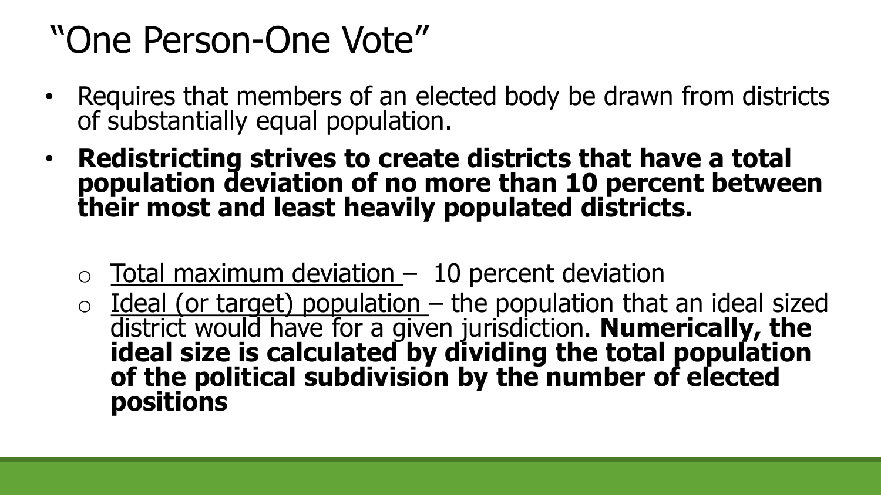# "One Person-One Vote"

- Requires that members of an elected body be drawn from districts of substantially equal population.
- **Redistricting strives to create districts that have a total population deviation of no more than 10 percent between their most and least heavily populated districts.**
  - Total maximum deviation – 10 percent deviation
  - Ideal (or target) population – the population that an ideal sized district would have for a given jurisdiction. **Numerically, the ideal size is calculated by dividing the total population of the political subdivision by the number of elected positions**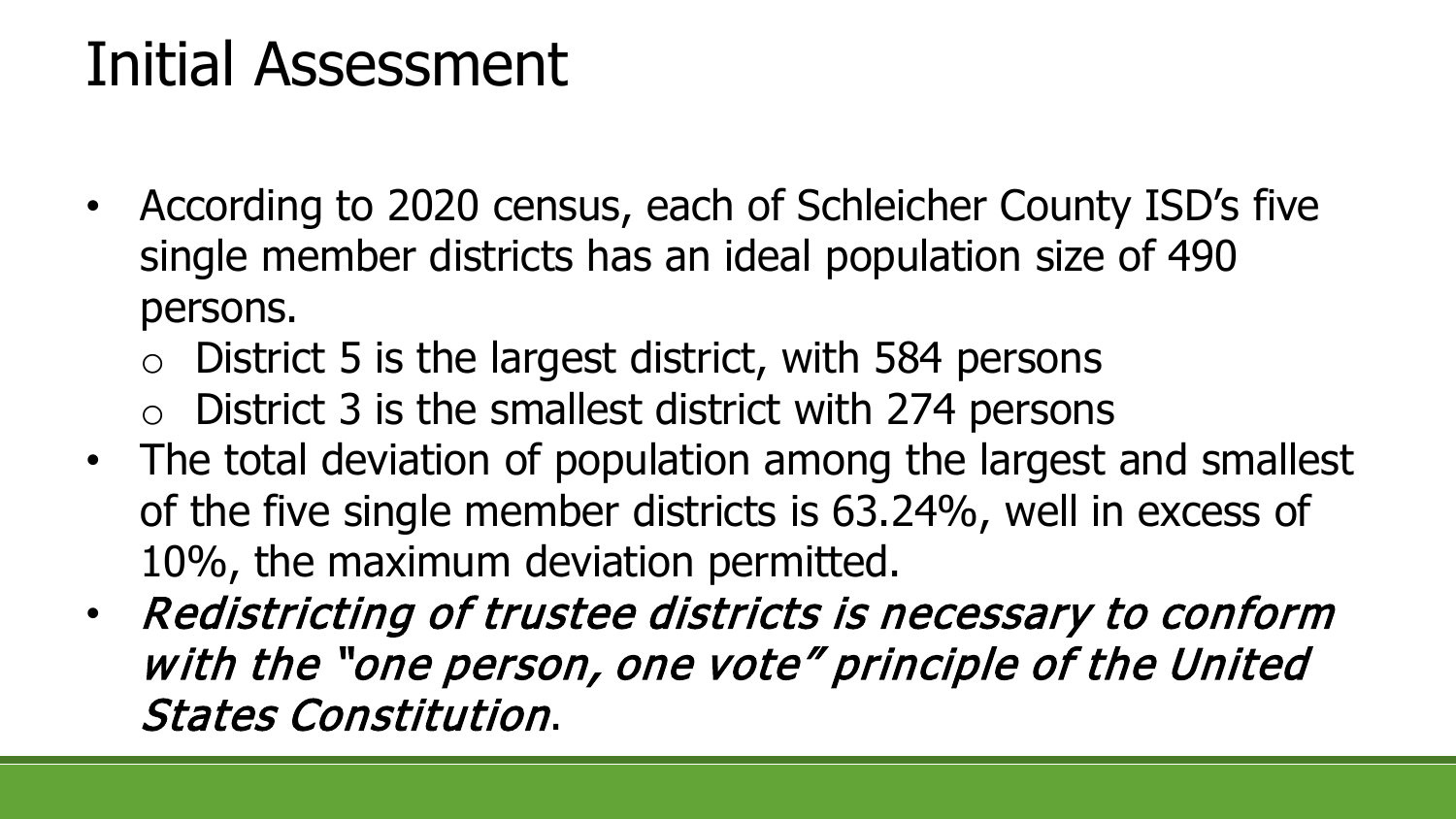# Initial Assessment

- According to 2020 census, each of Schleicher County ISD's five single member districts has an ideal population size of 490 persons.
  - District 5 is the largest district, with 584 persons
  - District 3 is the smallest district with 274 persons
- The total deviation of population among the largest and smallest of the five single member districts is 63.24%, well in excess of 10%, the maximum deviation permitted.
- *Redistricting of trustee districts is necessary to conform with the "one person, one vote" principle of the United States Constitution*.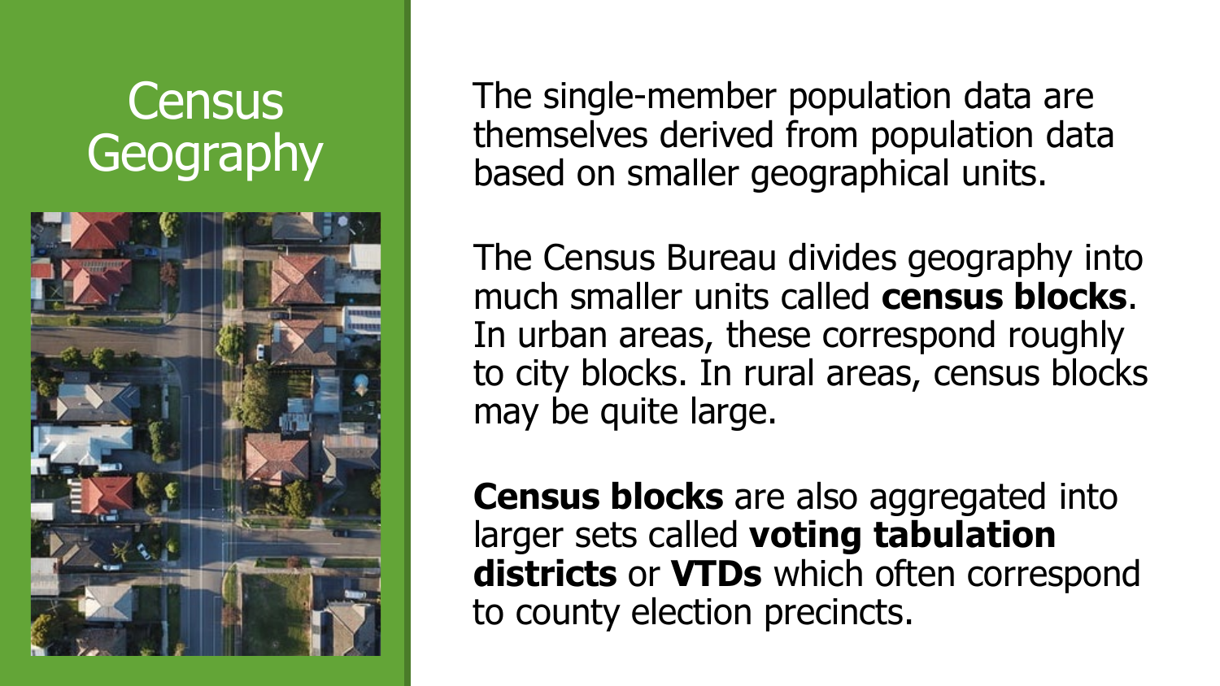# Census Geography

The single-member population data are themselves derived from population data based on smaller geographical units.

The Census Bureau divides geography into much smaller units called **census blocks**. In urban areas, these correspond roughly to city blocks. In rural areas, census blocks may be quite large.

**Census blocks** are also aggregated into larger sets called **voting tabulation districts** or **VTDs** which often correspond to county election precincts.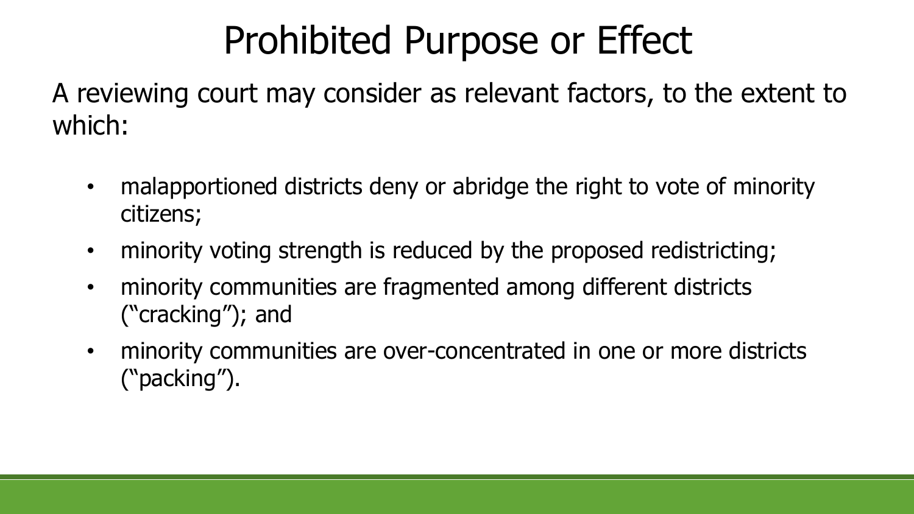# Prohibited Purpose or Effect

A reviewing court may consider as relevant factors, to the extent to which:

- malapportioned districts deny or abridge the right to vote of minority citizens;
- minority voting strength is reduced by the proposed redistricting;
- minority communities are fragmented among different districts ("cracking"); and
- minority communities are over-concentrated in one or more districts ("packing").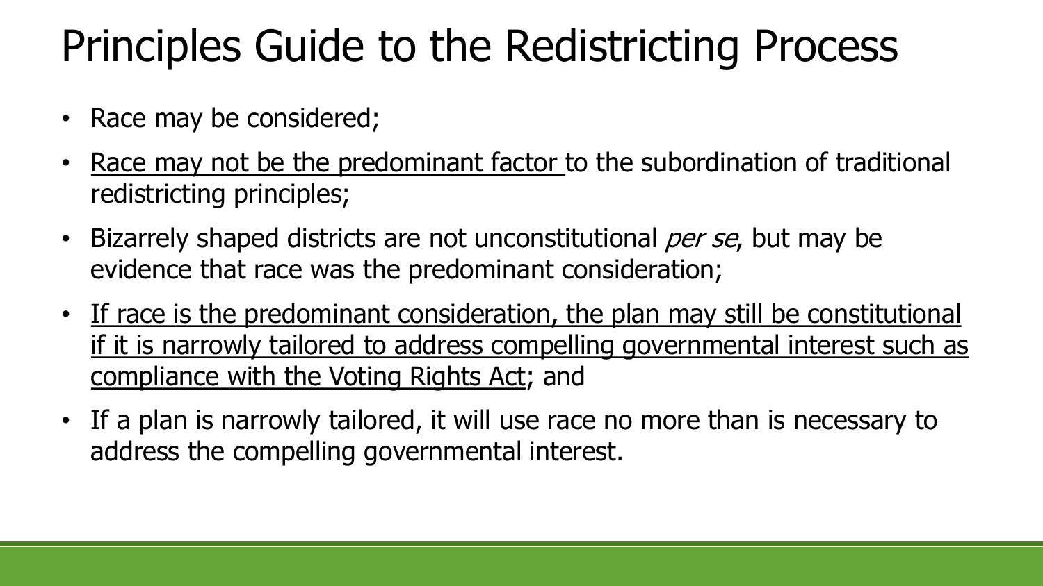# Principles Guide to the Redistricting Process

- Race may be considered;
- Race may not be the predominant factor to the subordination of traditional redistricting principles;
- Bizarrely shaped districts are not unconstitutional *per se*, but may be evidence that race was the predominant consideration;
- If race is the predominant consideration, the plan may still be constitutional if it is narrowly tailored to address compelling governmental interest such as compliance with the Voting Rights Act; and
- If a plan is narrowly tailored, it will use race no more than is necessary to address the compelling governmental interest.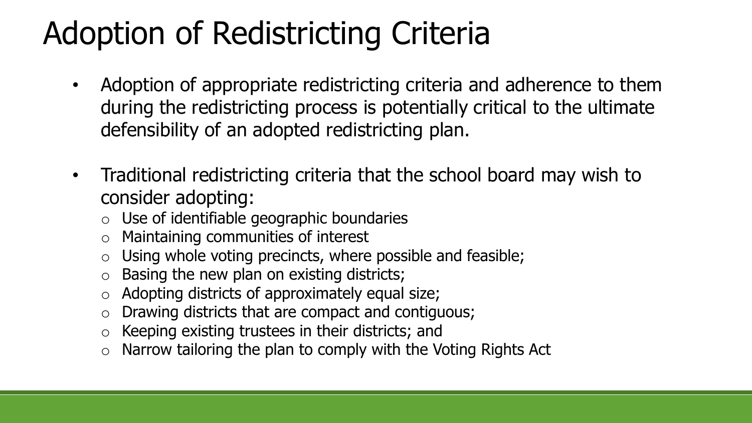# Adoption of Redistricting Criteria

- Adoption of appropriate redistricting criteria and adherence to them during the redistricting process is potentially critical to the ultimate defensibility of an adopted redistricting plan.
- Traditional redistricting criteria that the school board may wish to consider adopting:
  - Use of identifiable geographic boundaries
  - Maintaining communities of interest
  - Using whole voting precincts, where possible and feasible;
  - Basing the new plan on existing districts;
  - Adopting districts of approximately equal size;
  - Drawing districts that are compact and contiguous;
  - Keeping existing trustees in their districts; and
  - Narrow tailoring the plan to comply with the Voting Rights Act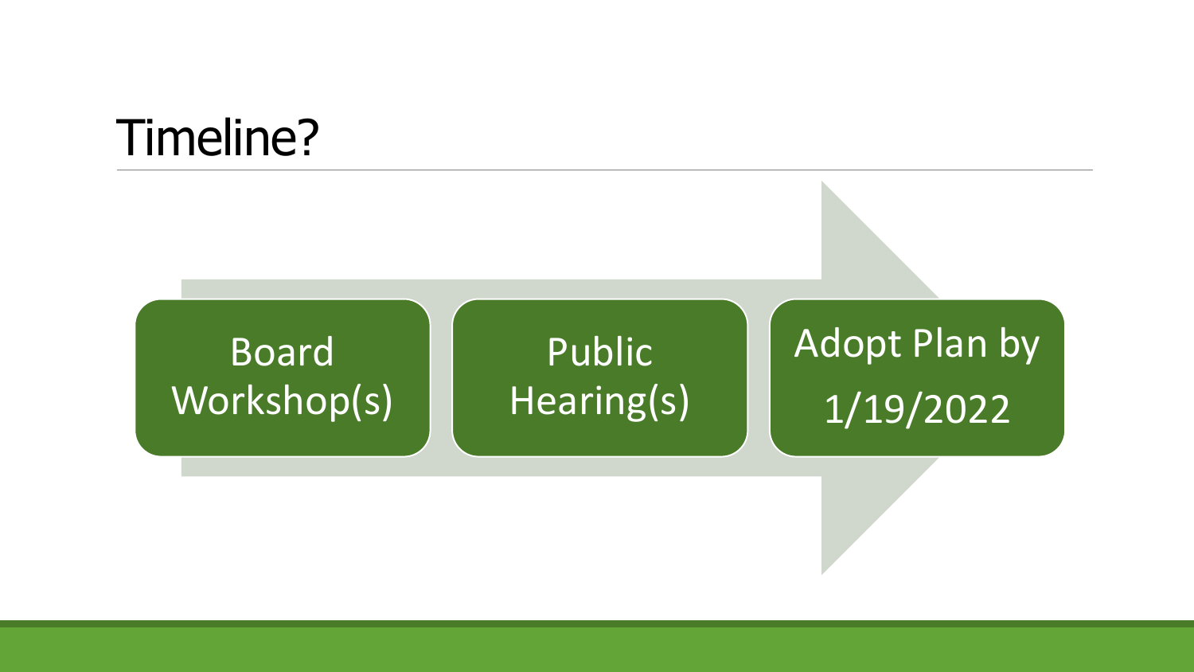# Timeline?

Board Workshop(s)

Public Hearing(s)

Adopt Plan by 1/19/2022